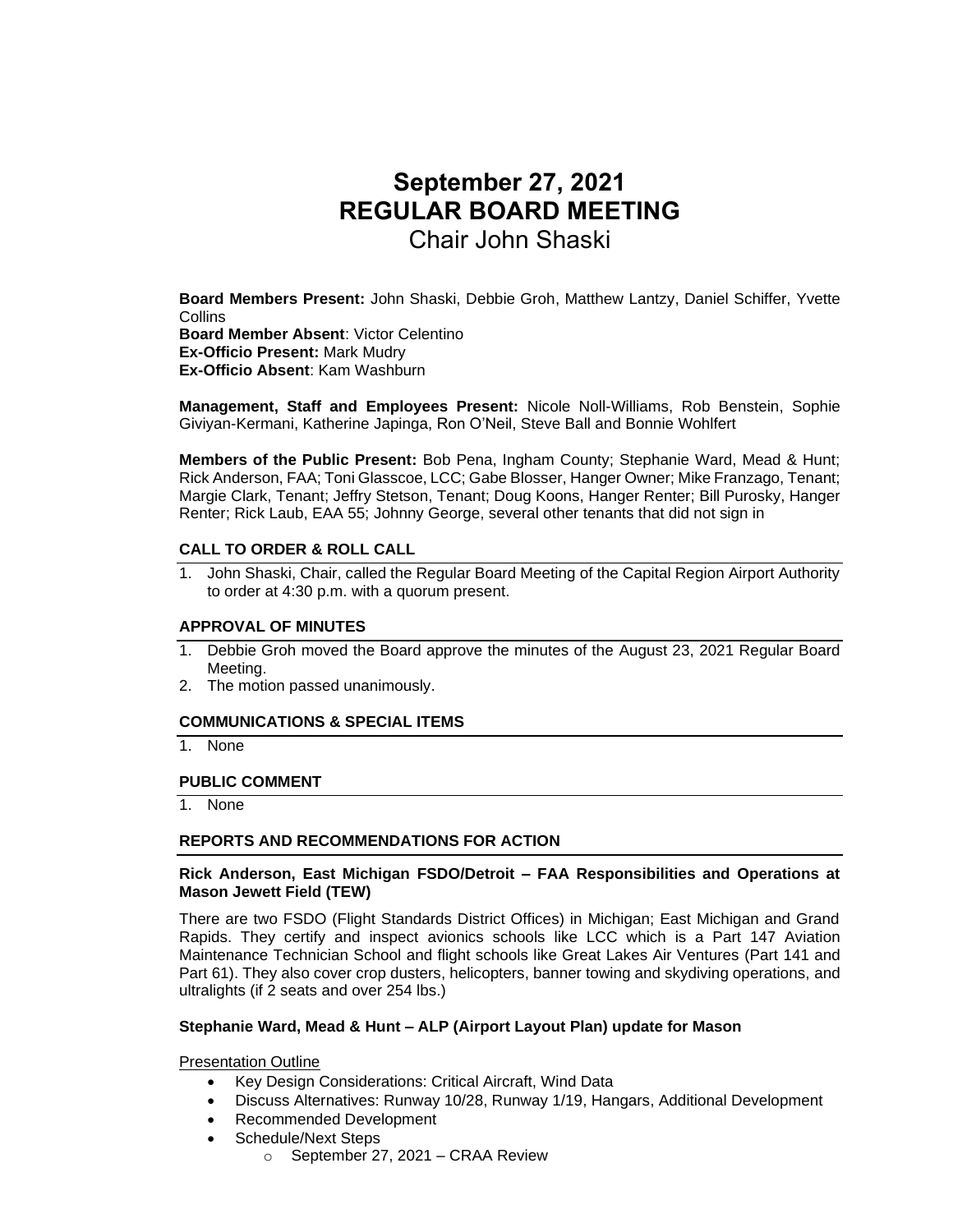# September 27, 2021
# REGULAR BOARD MEETING
## Chair John Shaski

**Board Members Present:** John Shaski, Debbie Groh, Matthew Lantzy, Daniel Schiffer, Yvette Collins
**Board Member Absent**: Victor Celentino
**Ex-Officio Present:** Mark Mudry
**Ex-Officio Absent**: Kam Washburn

**Management, Staff and Employees Present:** Nicole Noll-Williams, Rob Benstein, Sophie Giviyan-Kermani, Katherine Japinga, Ron O'Neil, Steve Ball and Bonnie Wohlfert

**Members of the Public Present:** Bob Pena, Ingham County; Stephanie Ward, Mead & Hunt; Rick Anderson, FAA; Toni Glasscoe, LCC; Gabe Blosser, Hanger Owner; Mike Franzago, Tenant; Margie Clark, Tenant; Jeffry Stetson, Tenant; Doug Koons, Hanger Renter; Bill Purosky, Hanger Renter; Rick Laub, EAA 55; Johnny George, several other tenants that did not sign in

### CALL TO ORDER & ROLL CALL

1. John Shaski, Chair, called the Regular Board Meeting of the Capital Region Airport Authority to order at 4:30 p.m. with a quorum present.

### APPROVAL OF MINUTES

1. Debbie Groh moved the Board approve the minutes of the August 23, 2021 Regular Board Meeting.
2. The motion passed unanimously.

### COMMUNICATIONS & SPECIAL ITEMS

1. None

### PUBLIC COMMENT

1. None

### REPORTS AND RECOMMENDATIONS FOR ACTION

**Rick Anderson, East Michigan FSDO/Detroit – FAA Responsibilities and Operations at Mason Jewett Field (TEW)**

There are two FSDO (Flight Standards District Offices) in Michigan; East Michigan and Grand Rapids. They certify and inspect avionics schools like LCC which is a Part 147 Aviation Maintenance Technician School and flight schools like Great Lakes Air Ventures (Part 141 and Part 61). They also cover crop dusters, helicopters, banner towing and skydiving operations, and ultralights (if 2 seats and over 254 lbs.)

**Stephanie Ward, Mead & Hunt – ALP (Airport Layout Plan) update for Mason**

Presentation Outline

- Key Design Considerations: Critical Aircraft, Wind Data
- Discuss Alternatives: Runway 10/28, Runway 1/19, Hangars, Additional Development
- Recommended Development
- Schedule/Next Steps
  - September 27, 2021 – CRAA Review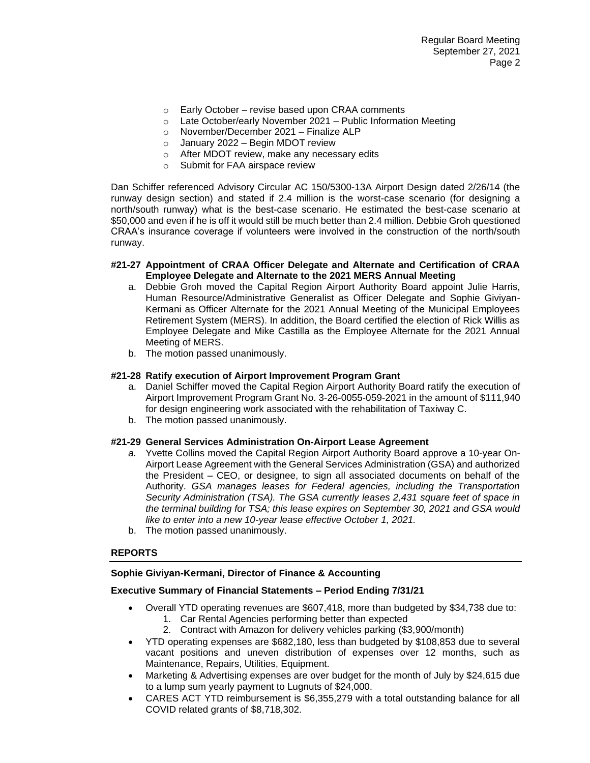- Early October – revise based upon CRAA comments
- Late October/early November 2021 – Public Information Meeting
- November/December 2021 – Finalize ALP
- January 2022 – Begin MDOT review
- After MDOT review, make any necessary edits
- Submit for FAA airspace review

Dan Schiffer referenced Advisory Circular AC 150/5300-13A Airport Design dated 2/26/14 (the runway design section) and stated if 2.4 million is the worst-case scenario (for designing a north/south runway) what is the best-case scenario. He estimated the best-case scenario at $50,000 and even if he is off it would still be much better than 2.4 million. Debbie Groh questioned CRAA's insurance coverage if volunteers were involved in the construction of the north/south runway.

**#21-27 Appointment of CRAA Officer Delegate and Alternate and Certification of CRAA Employee Delegate and Alternate to the 2021 MERS Annual Meeting**

a. Debbie Groh moved the Capital Region Airport Authority Board appoint Julie Harris, Human Resource/Administrative Generalist as Officer Delegate and Sophie Giviyan-Kermani as Officer Alternate for the 2021 Annual Meeting of the Municipal Employees Retirement System (MERS). In addition, the Board certified the election of Rick Willis as Employee Delegate and Mike Castilla as the Employee Alternate for the 2021 Annual Meeting of MERS.
b. The motion passed unanimously.

**#21-28 Ratify execution of Airport Improvement Program Grant**

a. Daniel Schiffer moved the Capital Region Airport Authority Board ratify the execution of Airport Improvement Program Grant No. 3-26-0055-059-2021 in the amount of $111,940 for design engineering work associated with the rehabilitation of Taxiway C.
b. The motion passed unanimously.

**#21-29 General Services Administration On-Airport Lease Agreement**

a. Yvette Collins moved the Capital Region Airport Authority Board approve a 10-year On-Airport Lease Agreement with the General Services Administration (GSA) and authorized the President – CEO, or designee, to sign all associated documents on behalf of the Authority. *GSA manages leases for Federal agencies, including the Transportation Security Administration (TSA). The GSA currently leases 2,431 square feet of space in the terminal building for TSA; this lease expires on September 30, 2021 and GSA would like to enter into a new 10-year lease effective October 1, 2021.*
b. The motion passed unanimously.

## REPORTS

**Sophie Giviyan-Kermani, Director of Finance & Accounting**

**Executive Summary of Financial Statements – Period Ending 7/31/21**

- Overall YTD operating revenues are $607,418, more than budgeted by $34,738 due to:
  1. Car Rental Agencies performing better than expected
  2. Contract with Amazon for delivery vehicles parking ($3,900/month)
- YTD operating expenses are $682,180, less than budgeted by $108,853 due to several vacant positions and uneven distribution of expenses over 12 months, such as Maintenance, Repairs, Utilities, Equipment.
- Marketing & Advertising expenses are over budget for the month of July by $24,615 due to a lump sum yearly payment to Lugnuts of $24,000.
- CARES ACT YTD reimbursement is $6,355,279 with a total outstanding balance for all COVID related grants of $8,718,302.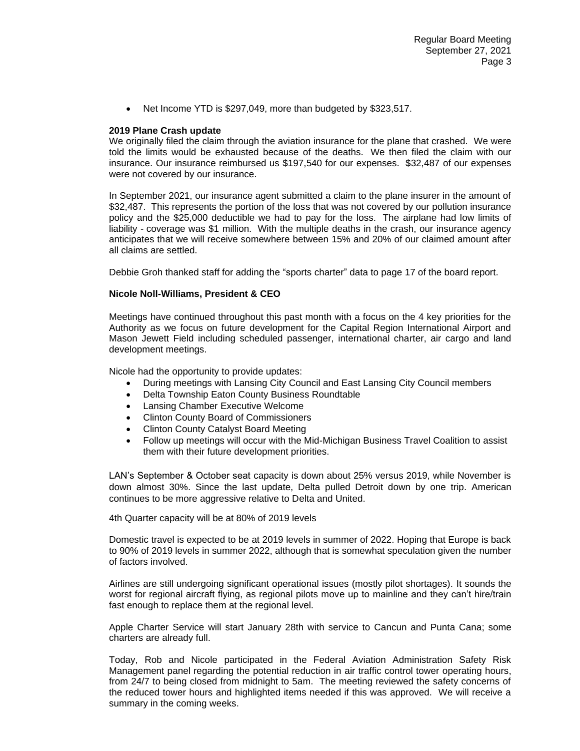- Net Income YTD is $297,049, more than budgeted by $323,517.

**2019 Plane Crash update**
We originally filed the claim through the aviation insurance for the plane that crashed. We were told the limits would be exhausted because of the deaths. We then filed the claim with our insurance. Our insurance reimbursed us $197,540 for our expenses. $32,487 of our expenses were not covered by our insurance.

In September 2021, our insurance agent submitted a claim to the plane insurer in the amount of $32,487. This represents the portion of the loss that was not covered by our pollution insurance policy and the $25,000 deductible we had to pay for the loss. The airplane had low limits of liability - coverage was $1 million. With the multiple deaths in the crash, our insurance agency anticipates that we will receive somewhere between 15% and 20% of our claimed amount after all claims are settled.

Debbie Groh thanked staff for adding the "sports charter" data to page 17 of the board report.

**Nicole Noll-Williams, President & CEO**

Meetings have continued throughout this past month with a focus on the 4 key priorities for the Authority as we focus on future development for the Capital Region International Airport and Mason Jewett Field including scheduled passenger, international charter, air cargo and land development meetings.

Nicole had the opportunity to provide updates:

- During meetings with Lansing City Council and East Lansing City Council members
- Delta Township Eaton County Business Roundtable
- Lansing Chamber Executive Welcome
- Clinton County Board of Commissioners
- Clinton County Catalyst Board Meeting
- Follow up meetings will occur with the Mid-Michigan Business Travel Coalition to assist them with their future development priorities.

LAN's September & October seat capacity is down about 25% versus 2019, while November is down almost 30%. Since the last update, Delta pulled Detroit down by one trip. American continues to be more aggressive relative to Delta and United.

4th Quarter capacity will be at 80% of 2019 levels

Domestic travel is expected to be at 2019 levels in summer of 2022. Hoping that Europe is back to 90% of 2019 levels in summer 2022, although that is somewhat speculation given the number of factors involved.

Airlines are still undergoing significant operational issues (mostly pilot shortages). It sounds the worst for regional aircraft flying, as regional pilots move up to mainline and they can't hire/train fast enough to replace them at the regional level.

Apple Charter Service will start January 28th with service to Cancun and Punta Cana; some charters are already full.

Today, Rob and Nicole participated in the Federal Aviation Administration Safety Risk Management panel regarding the potential reduction in air traffic control tower operating hours, from 24/7 to being closed from midnight to 5am. The meeting reviewed the safety concerns of the reduced tower hours and highlighted items needed if this was approved. We will receive a summary in the coming weeks.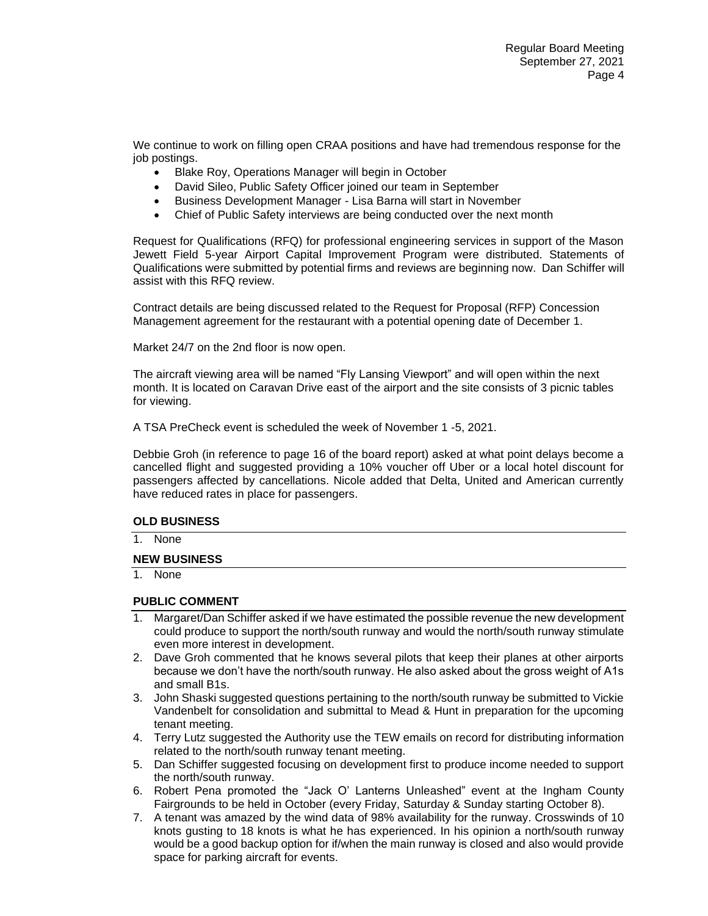We continue to work on filling open CRAA positions and have had tremendous response for the job postings.

- Blake Roy, Operations Manager will begin in October
- David Sileo, Public Safety Officer joined our team in September
- Business Development Manager - Lisa Barna will start in November
- Chief of Public Safety interviews are being conducted over the next month

Request for Qualifications (RFQ) for professional engineering services in support of the Mason Jewett Field 5-year Airport Capital Improvement Program were distributed. Statements of Qualifications were submitted by potential firms and reviews are beginning now. Dan Schiffer will assist with this RFQ review.

Contract details are being discussed related to the Request for Proposal (RFP) Concession Management agreement for the restaurant with a potential opening date of December 1.

Market 24/7 on the 2nd floor is now open.

The aircraft viewing area will be named "Fly Lansing Viewport" and will open within the next month. It is located on Caravan Drive east of the airport and the site consists of 3 picnic tables for viewing.

A TSA PreCheck event is scheduled the week of November 1 -5, 2021.

Debbie Groh (in reference to page 16 of the board report) asked at what point delays become a cancelled flight and suggested providing a 10% voucher off Uber or a local hotel discount for passengers affected by cancellations. Nicole added that Delta, United and American currently have reduced rates in place for passengers.

**OLD BUSINESS**

1. None

**NEW BUSINESS**

1. None

**PUBLIC COMMENT**

1. Margaret/Dan Schiffer asked if we have estimated the possible revenue the new development could produce to support the north/south runway and would the north/south runway stimulate even more interest in development.
2. Dave Groh commented that he knows several pilots that keep their planes at other airports because we don't have the north/south runway. He also asked about the gross weight of A1s and small B1s.
3. John Shaski suggested questions pertaining to the north/south runway be submitted to Vickie Vandenbelt for consolidation and submittal to Mead & Hunt in preparation for the upcoming tenant meeting.
4. Terry Lutz suggested the Authority use the TEW emails on record for distributing information related to the north/south runway tenant meeting.
5. Dan Schiffer suggested focusing on development first to produce income needed to support the north/south runway.
6. Robert Pena promoted the "Jack O' Lanterns Unleashed" event at the Ingham County Fairgrounds to be held in October (every Friday, Saturday & Sunday starting October 8).
7. A tenant was amazed by the wind data of 98% availability for the runway. Crosswinds of 10 knots gusting to 18 knots is what he has experienced. In his opinion a north/south runway would be a good backup option for if/when the main runway is closed and also would provide space for parking aircraft for events.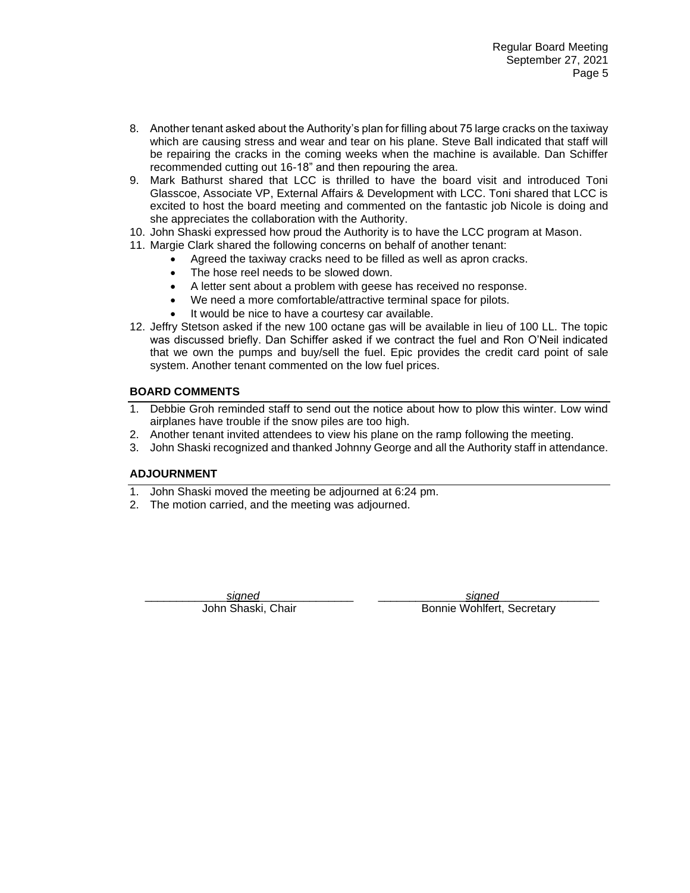8. Another tenant asked about the Authority's plan for filling about 75 large cracks on the taxiway which are causing stress and wear and tear on his plane. Steve Ball indicated that staff will be repairing the cracks in the coming weeks when the machine is available. Dan Schiffer recommended cutting out 16-18" and then repouring the area.
9. Mark Bathurst shared that LCC is thrilled to have the board visit and introduced Toni Glasscoe, Associate VP, External Affairs & Development with LCC. Toni shared that LCC is excited to host the board meeting and commented on the fantastic job Nicole is doing and she appreciates the collaboration with the Authority.
10. John Shaski expressed how proud the Authority is to have the LCC program at Mason.
11. Margie Clark shared the following concerns on behalf of another tenant:
    - Agreed the taxiway cracks need to be filled as well as apron cracks.
    - The hose reel needs to be slowed down.
    - A letter sent about a problem with geese has received no response.
    - We need a more comfortable/attractive terminal space for pilots.
    - It would be nice to have a courtesy car available.
12. Jeffry Stetson asked if the new 100 octane gas will be available in lieu of 100 LL. The topic was discussed briefly. Dan Schiffer asked if we contract the fuel and Ron O'Neil indicated that we own the pumps and buy/sell the fuel. Epic provides the credit card point of sale system. Another tenant commented on the low fuel prices.

## BOARD COMMENTS

1. Debbie Groh reminded staff to send out the notice about how to plow this winter. Low wind airplanes have trouble if the snow piles are too high.
2. Another tenant invited attendees to view his plane on the ramp following the meeting.
3. John Shaski recognized and thanked Johnny George and all the Authority staff in attendance.

## ADJOURNMENT

1. John Shaski moved the meeting be adjourned at 6:24 pm.
2. The motion carried, and the meeting was adjourned.

*signed*
John Shaski, Chair

*signed*
Bonnie Wohlfert, Secretary